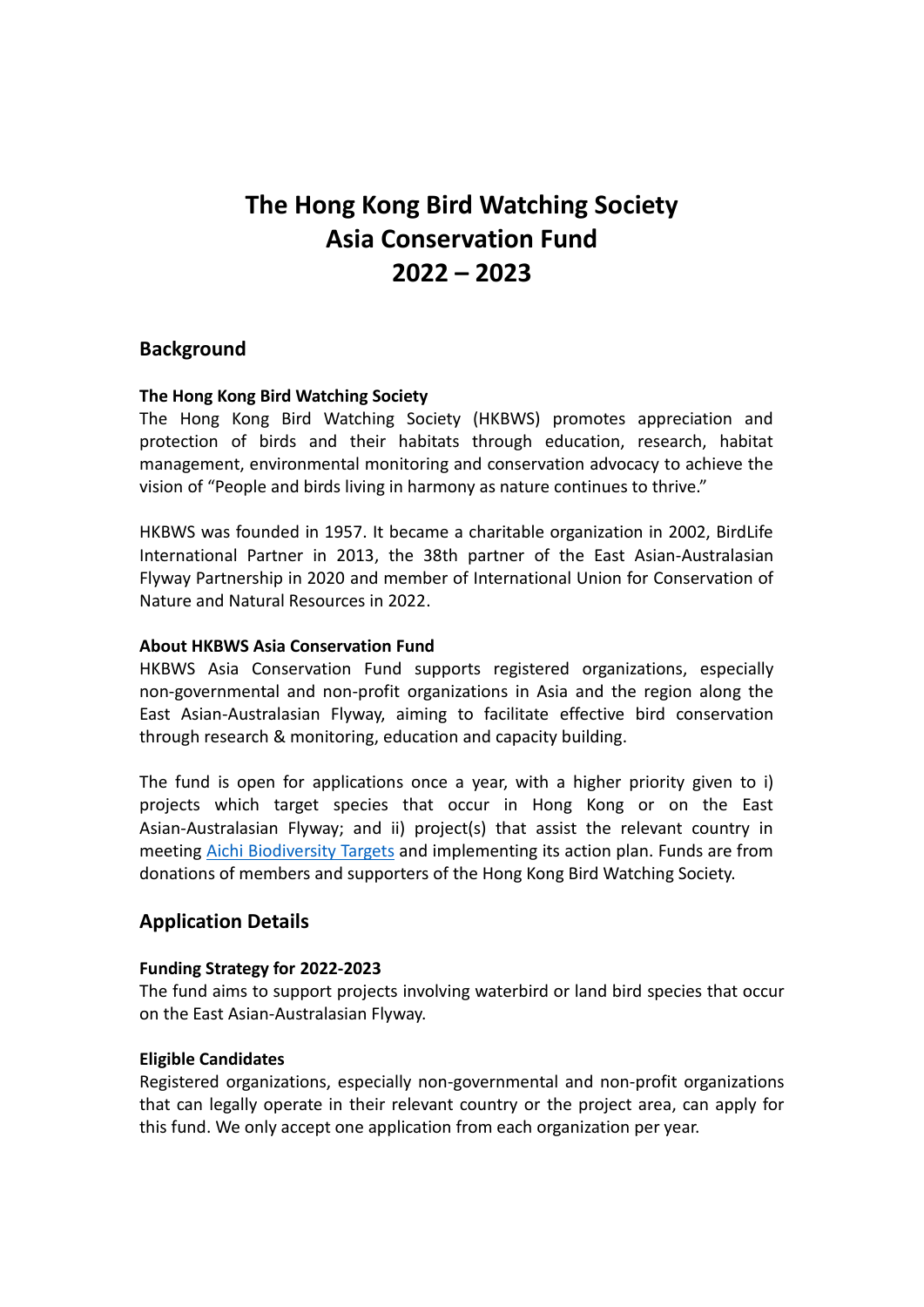# The Hong Kong Bird Watching Society
# Asia Conservation Fund
# 2022 – 2023

## Background

**The Hong Kong Bird Watching Society**

The Hong Kong Bird Watching Society (HKBWS) promotes appreciation and protection of birds and their habitats through education, research, habitat management, environmental monitoring and conservation advocacy to achieve the vision of "People and birds living in harmony as nature continues to thrive."

HKBWS was founded in 1957. It became a charitable organization in 2002, BirdLife International Partner in 2013, the 38th partner of the East Asian-Australasian Flyway Partnership in 2020 and member of International Union for Conservation of Nature and Natural Resources in 2022.

**About HKBWS Asia Conservation Fund**

HKBWS Asia Conservation Fund supports registered organizations, especially non-governmental and non-profit organizations in Asia and the region along the East Asian-Australasian Flyway, aiming to facilitate effective bird conservation through research & monitoring, education and capacity building.

The fund is open for applications once a year, with a higher priority given to i) projects which target species that occur in Hong Kong or on the East Asian-Australasian Flyway; and ii) project(s) that assist the relevant country in meeting Aichi Biodiversity Targets and implementing its action plan. Funds are from donations of members and supporters of the Hong Kong Bird Watching Society.

## Application Details

**Funding Strategy for 2022-2023**

The fund aims to support projects involving waterbird or land bird species that occur on the East Asian-Australasian Flyway.

**Eligible Candidates**

Registered organizations, especially non-governmental and non-profit organizations that can legally operate in their relevant country or the project area, can apply for this fund. We only accept one application from each organization per year.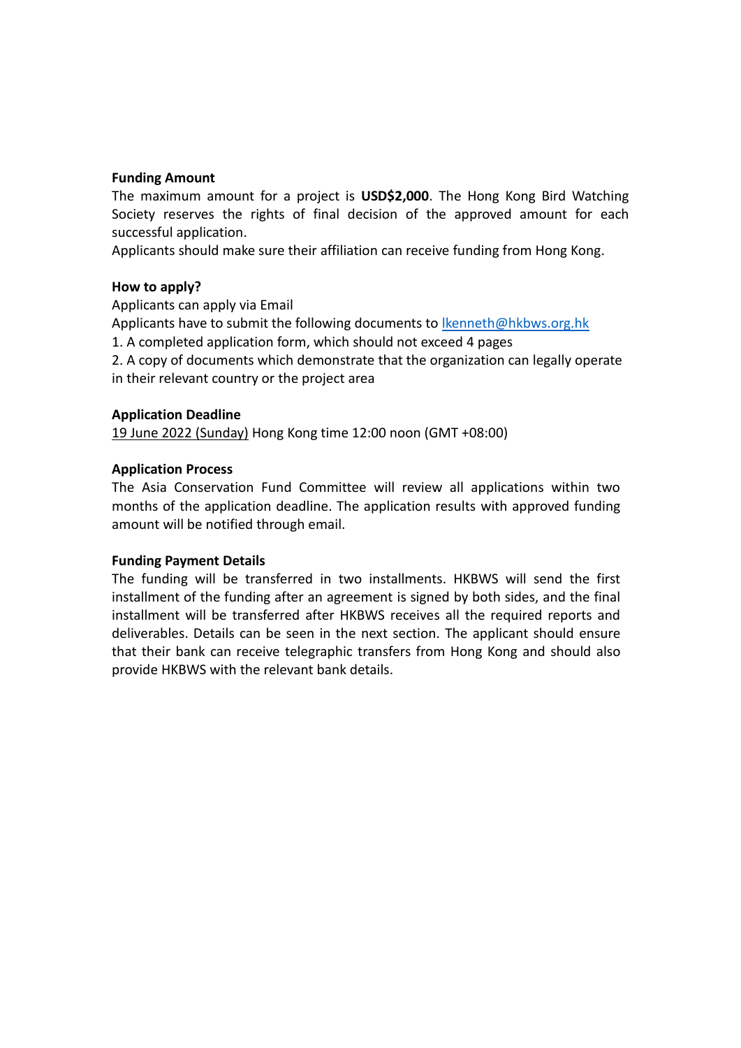**Funding Amount**

The maximum amount for a project is **USD$2,000**. The Hong Kong Bird Watching Society reserves the rights of final decision of the approved amount for each successful application.

Applicants should make sure their affiliation can receive funding from Hong Kong.

**How to apply?**

Applicants can apply via Email

Applicants have to submit the following documents to lkenneth@hkbws.org.hk

1. A completed application form, which should not exceed 4 pages
2. A copy of documents which demonstrate that the organization can legally operate in their relevant country or the project area

**Application Deadline**

19 June 2022 (Sunday) Hong Kong time 12:00 noon (GMT +08:00)

**Application Process**

The Asia Conservation Fund Committee will review all applications within two months of the application deadline. The application results with approved funding amount will be notified through email.

**Funding Payment Details**

The funding will be transferred in two installments. HKBWS will send the first installment of the funding after an agreement is signed by both sides, and the final installment will be transferred after HKBWS receives all the required reports and deliverables. Details can be seen in the next section. The applicant should ensure that their bank can receive telegraphic transfers from Hong Kong and should also provide HKBWS with the relevant bank details.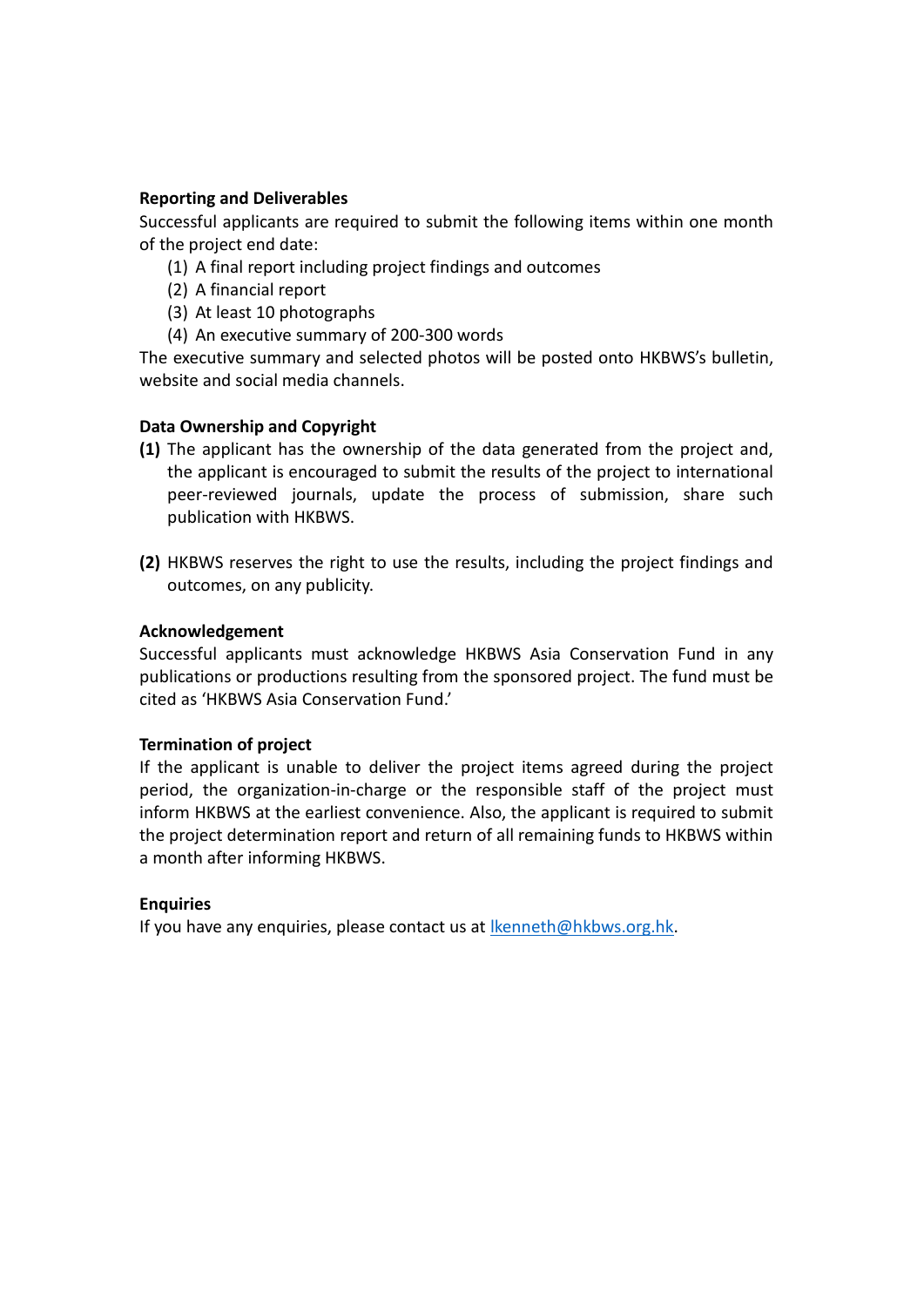**Reporting and Deliverables**

Successful applicants are required to submit the following items within one month of the project end date:

(1) A final report including project findings and outcomes
(2) A financial report
(3) At least 10 photographs
(4) An executive summary of 200-300 words

The executive summary and selected photos will be posted onto HKBWS's bulletin, website and social media channels.

**Data Ownership and Copyright**

**(1)** The applicant has the ownership of the data generated from the project and, the applicant is encouraged to submit the results of the project to international peer-reviewed journals, update the process of submission, share such publication with HKBWS.

**(2)** HKBWS reserves the right to use the results, including the project findings and outcomes, on any publicity.

**Acknowledgement**

Successful applicants must acknowledge HKBWS Asia Conservation Fund in any publications or productions resulting from the sponsored project. The fund must be cited as 'HKBWS Asia Conservation Fund.'

**Termination of project**

If the applicant is unable to deliver the project items agreed during the project period, the organization-in-charge or the responsible staff of the project must inform HKBWS at the earliest convenience. Also, the applicant is required to submit the project determination report and return of all remaining funds to HKBWS within a month after informing HKBWS.

**Enquiries**

If you have any enquiries, please contact us at lkenneth@hkbws.org.hk.